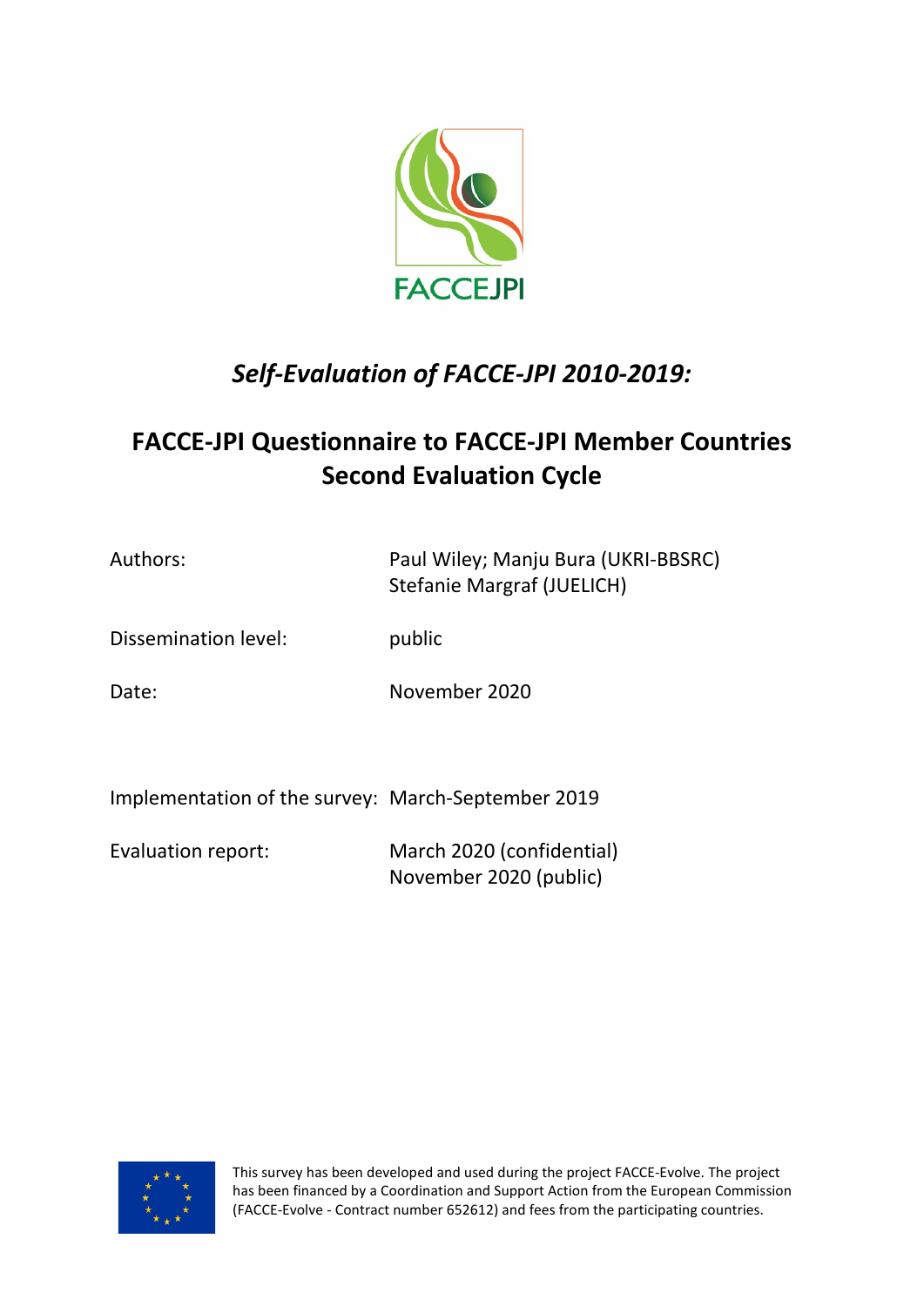FACCEJPI

*Self-Evaluation of FACCE-JPI 2010-2019:*

# FACCE-JPI Questionnaire to FACCE-JPI Member Countries Second Evaluation Cycle

| | |
|---|---|
| Authors: | Paul Wiley; Manju Bura (UKRI-BBSRC)<br>Stefanie Margraf (JUELICH) |
| Dissemination level: | public |
| Date: | November 2020 |
| Implementation of the survey: | March-September 2019 |
| Evaluation report: | March 2020 (confidential)<br>November 2020 (public) |

This survey has been developed and used during the project FACCE-Evolve. The project has been financed by a Coordination and Support Action from the European Commission (FACCE-Evolve - Contract number 652612) and fees from the participating countries.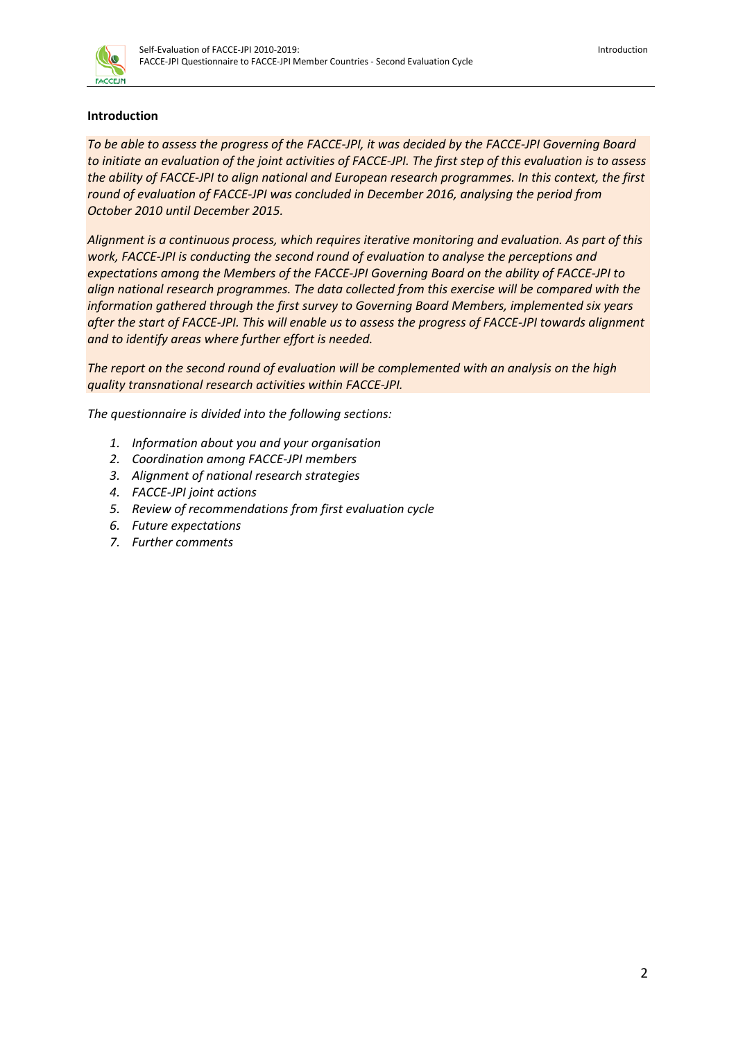## Introduction

*To be able to assess the progress of the FACCE-JPI, it was decided by the FACCE-JPI Governing Board to initiate an evaluation of the joint activities of FACCE-JPI. The first step of this evaluation is to assess the ability of FACCE-JPI to align national and European research programmes. In this context, the first round of evaluation of FACCE-JPI was concluded in December 2016, analysing the period from October 2010 until December 2015.*

*Alignment is a continuous process, which requires iterative monitoring and evaluation. As part of this work, FACCE-JPI is conducting the second round of evaluation to analyse the perceptions and expectations among the Members of the FACCE-JPI Governing Board on the ability of FACCE-JPI to align national research programmes. The data collected from this exercise will be compared with the information gathered through the first survey to Governing Board Members, implemented six years after the start of FACCE-JPI. This will enable us to assess the progress of FACCE-JPI towards alignment and to identify areas where further effort is needed.*

*The report on the second round of evaluation will be complemented with an analysis on the high quality transnational research activities within FACCE-JPI.*

*The questionnaire is divided into the following sections:*

1. *Information about you and your organisation*
2. *Coordination among FACCE-JPI members*
3. *Alignment of national research strategies*
4. *FACCE-JPI joint actions*
5. *Review of recommendations from first evaluation cycle*
6. *Future expectations*
7. *Further comments*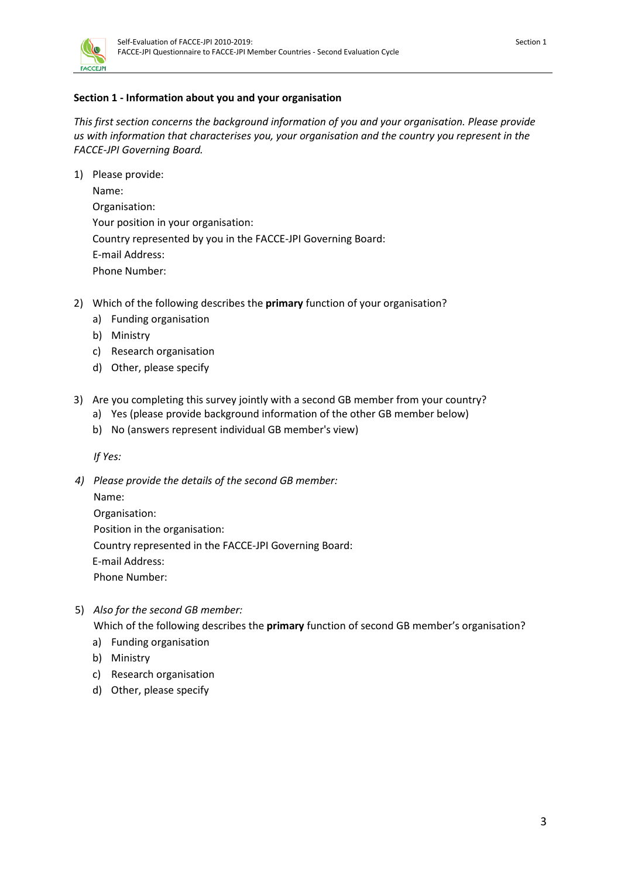**Section 1 - Information about you and your organisation**

*This first section concerns the background information of you and your organisation. Please provide us with information that characterises you, your organisation and the country you represent in the FACCE-JPI Governing Board.*

1) Please provide:
   Name:
   Organisation:
   Your position in your organisation:
   Country represented by you in the FACCE-JPI Governing Board:
   E-mail Address:
   Phone Number:

2) Which of the following describes the **primary** function of your organisation?
   a) Funding organisation
   b) Ministry
   c) Research organisation
   d) Other, please specify

3) Are you completing this survey jointly with a second GB member from your country?
   a) Yes (please provide background information of the other GB member below)
   b) No (answers represent individual GB member's view)

   *If Yes:*

4) *Please provide the details of the second GB member:*
   Name:
   Organisation:
   Position in the organisation:
   Country represented in the FACCE-JPI Governing Board:
   E-mail Address:
   Phone Number:

5) *Also for the second GB member:*
   Which of the following describes the **primary** function of second GB member's organisation?
   a) Funding organisation
   b) Ministry
   c) Research organisation
   d) Other, please specify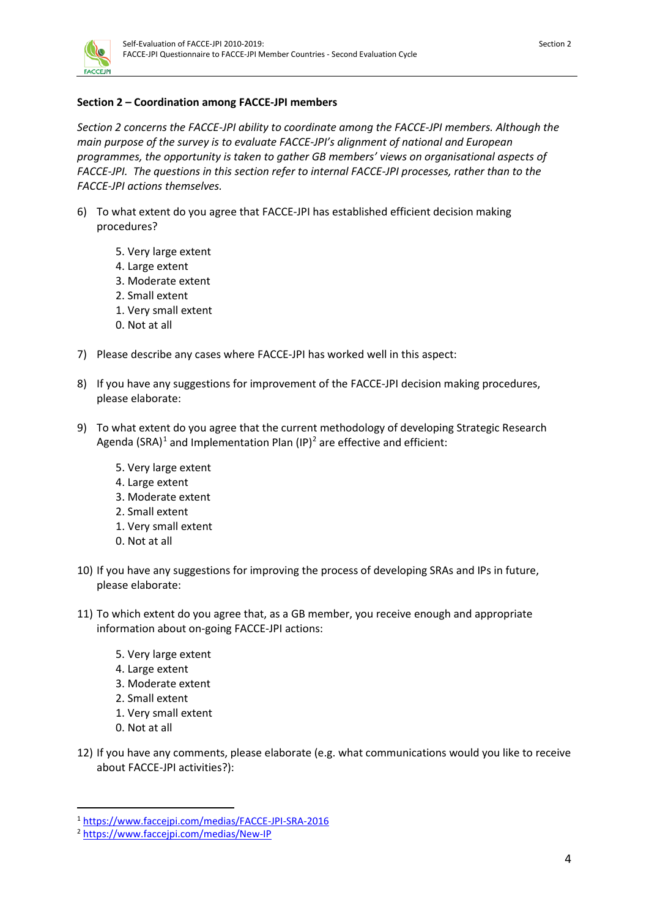**Section 2 – Coordination among FACCE-JPI members**

*Section 2 concerns the FACCE-JPI ability to coordinate among the FACCE-JPI members. Although the main purpose of the survey is to evaluate FACCE-JPI's alignment of national and European programmes, the opportunity is taken to gather GB members' views on organisational aspects of FACCE-JPI. The questions in this section refer to internal FACCE-JPI processes, rather than to the FACCE-JPI actions themselves.*

6) To what extent do you agree that FACCE-JPI has established efficient decision making procedures?

   5. Very large extent
   4. Large extent
   3. Moderate extent
   2. Small extent
   1. Very small extent
   0. Not at all

7) Please describe any cases where FACCE-JPI has worked well in this aspect:

8) If you have any suggestions for improvement of the FACCE-JPI decision making procedures, please elaborate:

9) To what extent do you agree that the current methodology of developing Strategic Research Agenda (SRA)[1] and Implementation Plan (IP)[2] are effective and efficient:

   5. Very large extent
   4. Large extent
   3. Moderate extent
   2. Small extent
   1. Very small extent
   0. Not at all

10) If you have any suggestions for improving the process of developing SRAs and IPs in future, please elaborate:

11) To which extent do you agree that, as a GB member, you receive enough and appropriate information about on-going FACCE-JPI actions:

   5. Very large extent
   4. Large extent
   3. Moderate extent
   2. Small extent
   1. Very small extent
   0. Not at all

12) If you have any comments, please elaborate (e.g. what communications would you like to receive about FACCE-JPI activities?):

---

[1] https://www.faccejpi.com/medias/FACCE-JPI-SRA-2016

[2] https://www.faccejpi.com/medias/New-IP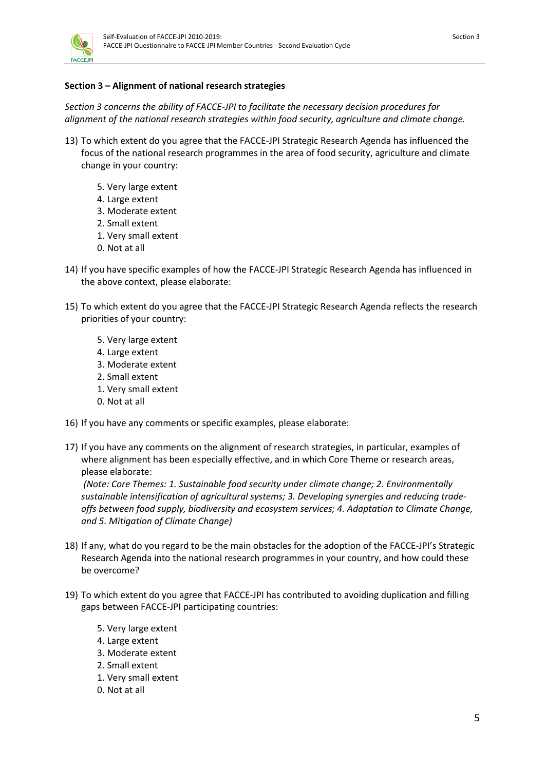**Section 3 – Alignment of national research strategies**

*Section 3 concerns the ability of FACCE-JPI to facilitate the necessary decision procedures for alignment of the national research strategies within food security, agriculture and climate change.*

13) To which extent do you agree that the FACCE-JPI Strategic Research Agenda has influenced the focus of the national research programmes in the area of food security, agriculture and climate change in your country:

    5. Very large extent
    4. Large extent
    3. Moderate extent
    2. Small extent
    1. Very small extent
    0. Not at all

14) If you have specific examples of how the FACCE-JPI Strategic Research Agenda has influenced in the above context, please elaborate:

15) To which extent do you agree that the FACCE-JPI Strategic Research Agenda reflects the research priorities of your country:

    5. Very large extent
    4. Large extent
    3. Moderate extent
    2. Small extent
    1. Very small extent
    0. Not at all

16) If you have any comments or specific examples, please elaborate:

17) If you have any comments on the alignment of research strategies, in particular, examples of where alignment has been especially effective, and in which Core Theme or research areas, please elaborate:
    *(Note: Core Themes: 1. Sustainable food security under climate change; 2. Environmentally sustainable intensification of agricultural systems; 3. Developing synergies and reducing trade-offs between food supply, biodiversity and ecosystem services; 4. Adaptation to Climate Change, and 5. Mitigation of Climate Change)*

18) If any, what do you regard to be the main obstacles for the adoption of the FACCE-JPI's Strategic Research Agenda into the national research programmes in your country, and how could these be overcome?

19) To which extent do you agree that FACCE-JPI has contributed to avoiding duplication and filling gaps between FACCE-JPI participating countries:

    5. Very large extent
    4. Large extent
    3. Moderate extent
    2. Small extent
    1. Very small extent
    0. Not at all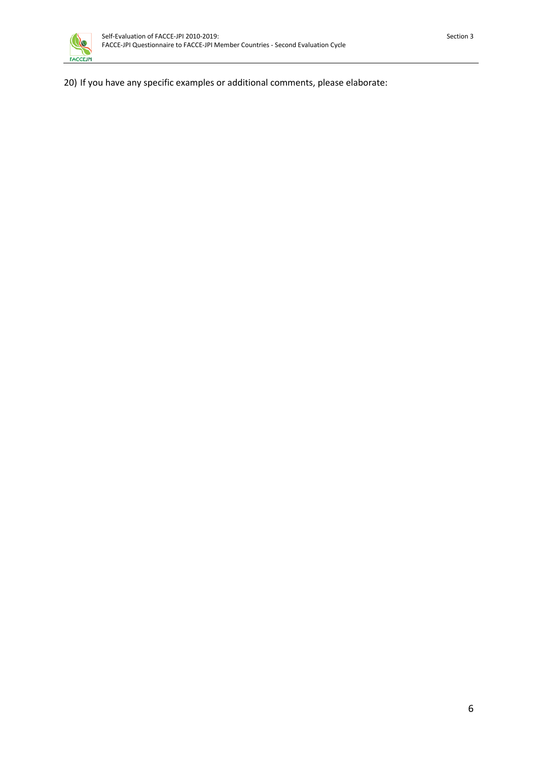20) If you have any specific examples or additional comments, please elaborate: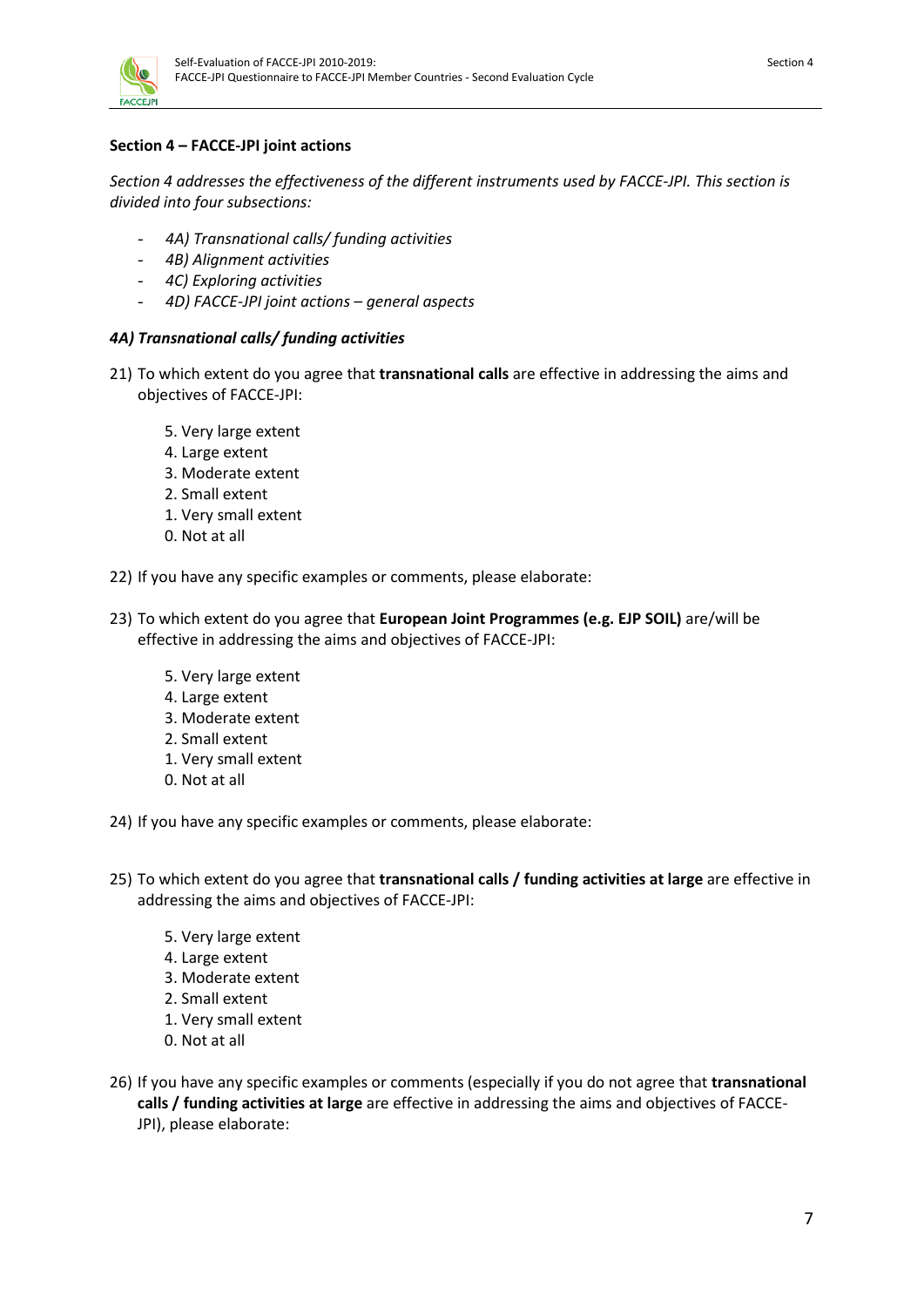### Section 4 – FACCE-JPI joint actions

*Section 4 addresses the effectiveness of the different instruments used by FACCE-JPI. This section is divided into four subsections:*

- *4A) Transnational calls/ funding activities*
- *4B) Alignment activities*
- *4C) Exploring activities*
- *4D) FACCE-JPI joint actions – general aspects*

#### *4A) Transnational calls/ funding activities*

21) To which extent do you agree that **transnational calls** are effective in addressing the aims and objectives of FACCE-JPI:

    5. Very large extent
    4. Large extent
    3. Moderate extent
    2. Small extent
    1. Very small extent
    0. Not at all

22) If you have any specific examples or comments, please elaborate:

23) To which extent do you agree that **European Joint Programmes (e.g. EJP SOIL)** are/will be effective in addressing the aims and objectives of FACCE-JPI:

    5. Very large extent
    4. Large extent
    3. Moderate extent
    2. Small extent
    1. Very small extent
    0. Not at all

24) If you have any specific examples or comments, please elaborate:

25) To which extent do you agree that **transnational calls / funding activities at large** are effective in addressing the aims and objectives of FACCE-JPI:

    5. Very large extent
    4. Large extent
    3. Moderate extent
    2. Small extent
    1. Very small extent
    0. Not at all

26) If you have any specific examples or comments (especially if you do not agree that **transnational calls / funding activities at large** are effective in addressing the aims and objectives of FACCE-JPI), please elaborate: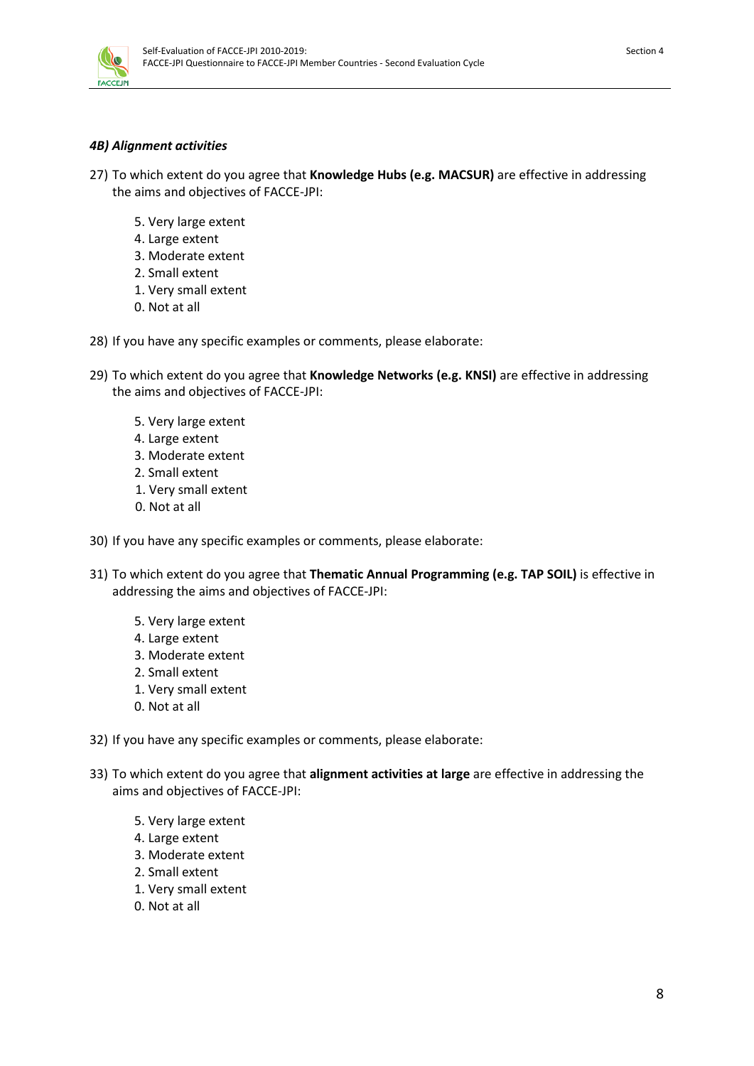***4B) Alignment activities***

27) To which extent do you agree that **Knowledge Hubs (e.g. MACSUR)** are effective in addressing the aims and objectives of FACCE-JPI:

    5. Very large extent
    4. Large extent
    3. Moderate extent
    2. Small extent
    1. Very small extent
    0. Not at all

28) If you have any specific examples or comments, please elaborate:

29) To which extent do you agree that **Knowledge Networks (e.g. KNSI)** are effective in addressing the aims and objectives of FACCE-JPI:

    5. Very large extent
    4. Large extent
    3. Moderate extent
    2. Small extent
    1. Very small extent
    0. Not at all

30) If you have any specific examples or comments, please elaborate:

31) To which extent do you agree that **Thematic Annual Programming (e.g. TAP SOIL)** is effective in addressing the aims and objectives of FACCE-JPI:

    5. Very large extent
    4. Large extent
    3. Moderate extent
    2. Small extent
    1. Very small extent
    0. Not at all

32) If you have any specific examples or comments, please elaborate:

33) To which extent do you agree that **alignment activities at large** are effective in addressing the aims and objectives of FACCE-JPI:

    5. Very large extent
    4. Large extent
    3. Moderate extent
    2. Small extent
    1. Very small extent
    0. Not at all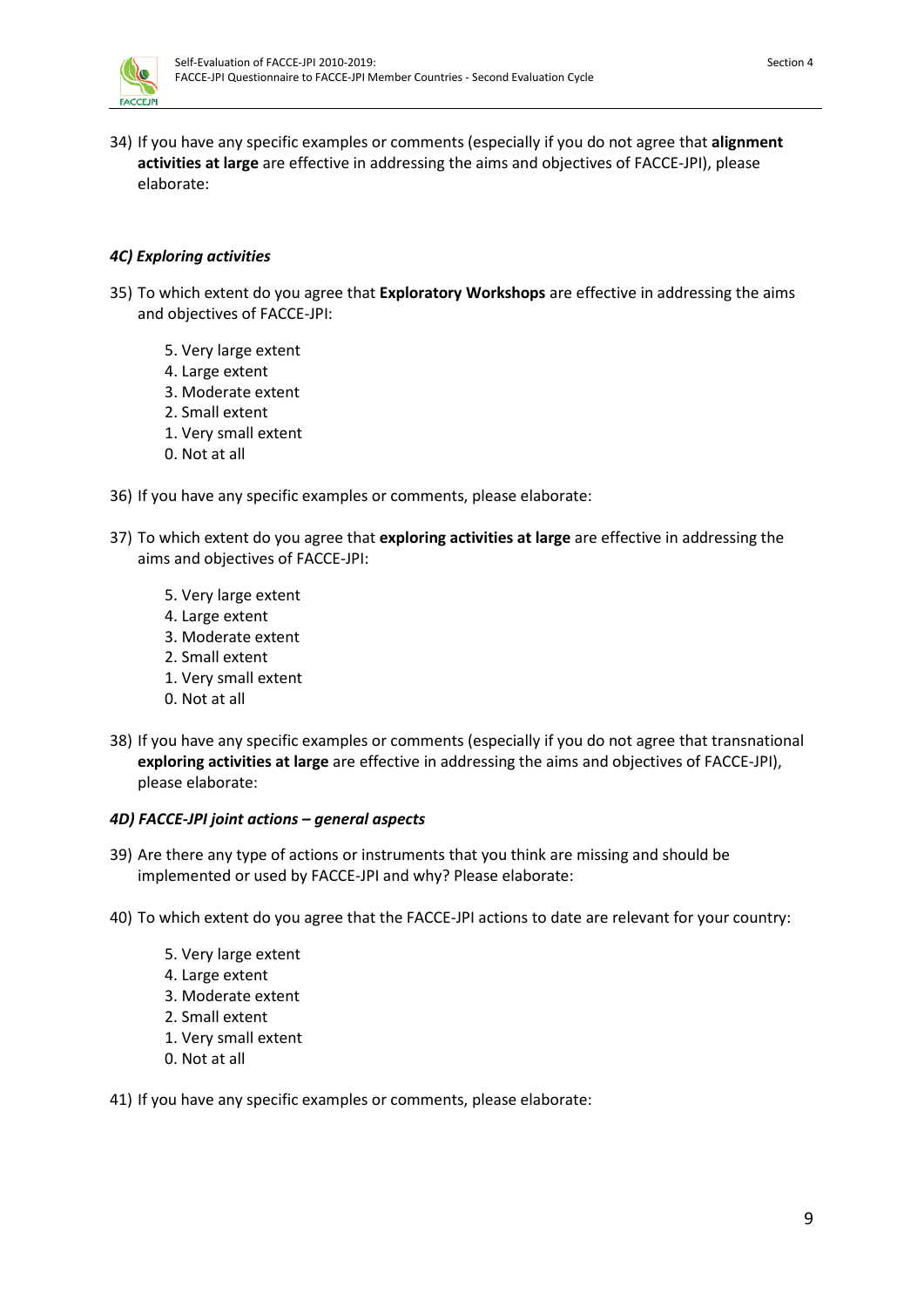34) If you have any specific examples or comments (especially if you do not agree that **alignment activities at large** are effective in addressing the aims and objectives of FACCE-JPI), please elaborate:

#### *4C) Exploring activities*

35) To which extent do you agree that **Exploratory Workshops** are effective in addressing the aims and objectives of FACCE-JPI:

    5. Very large extent
    4. Large extent
    3. Moderate extent
    2. Small extent
    1. Very small extent
    0. Not at all

36) If you have any specific examples or comments, please elaborate:

37) To which extent do you agree that **exploring activities at large** are effective in addressing the aims and objectives of FACCE-JPI:

    5. Very large extent
    4. Large extent
    3. Moderate extent
    2. Small extent
    1. Very small extent
    0. Not at all

38) If you have any specific examples or comments (especially if you do not agree that transnational **exploring activities at large** are effective in addressing the aims and objectives of FACCE-JPI), please elaborate:

#### *4D) FACCE-JPI joint actions – general aspects*

39) Are there any type of actions or instruments that you think are missing and should be implemented or used by FACCE-JPI and why? Please elaborate:

40) To which extent do you agree that the FACCE-JPI actions to date are relevant for your country:

    5. Very large extent
    4. Large extent
    3. Moderate extent
    2. Small extent
    1. Very small extent
    0. Not at all

41) If you have any specific examples or comments, please elaborate: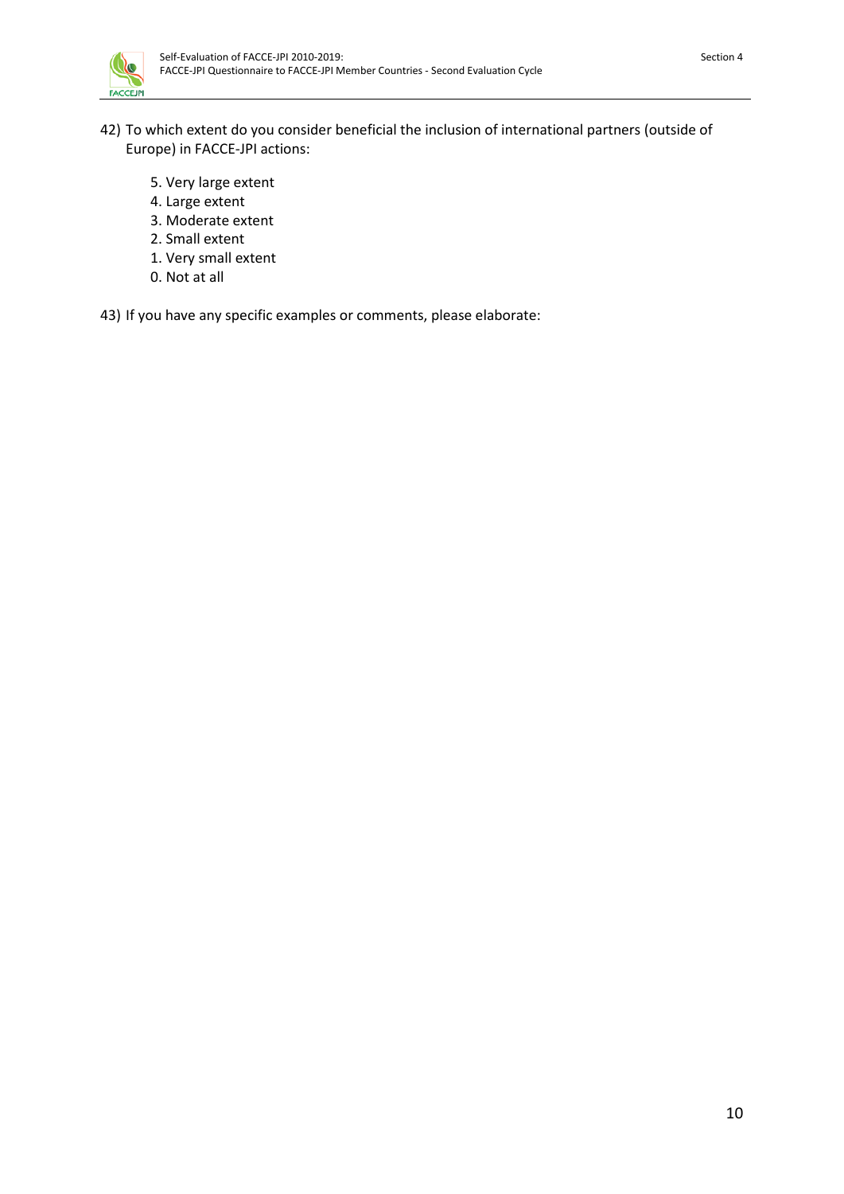42) To which extent do you consider beneficial the inclusion of international partners (outside of Europe) in FACCE-JPI actions:

   5. Very large extent
   4. Large extent
   3. Moderate extent
   2. Small extent
   1. Very small extent
   0. Not at all

43) If you have any specific examples or comments, please elaborate: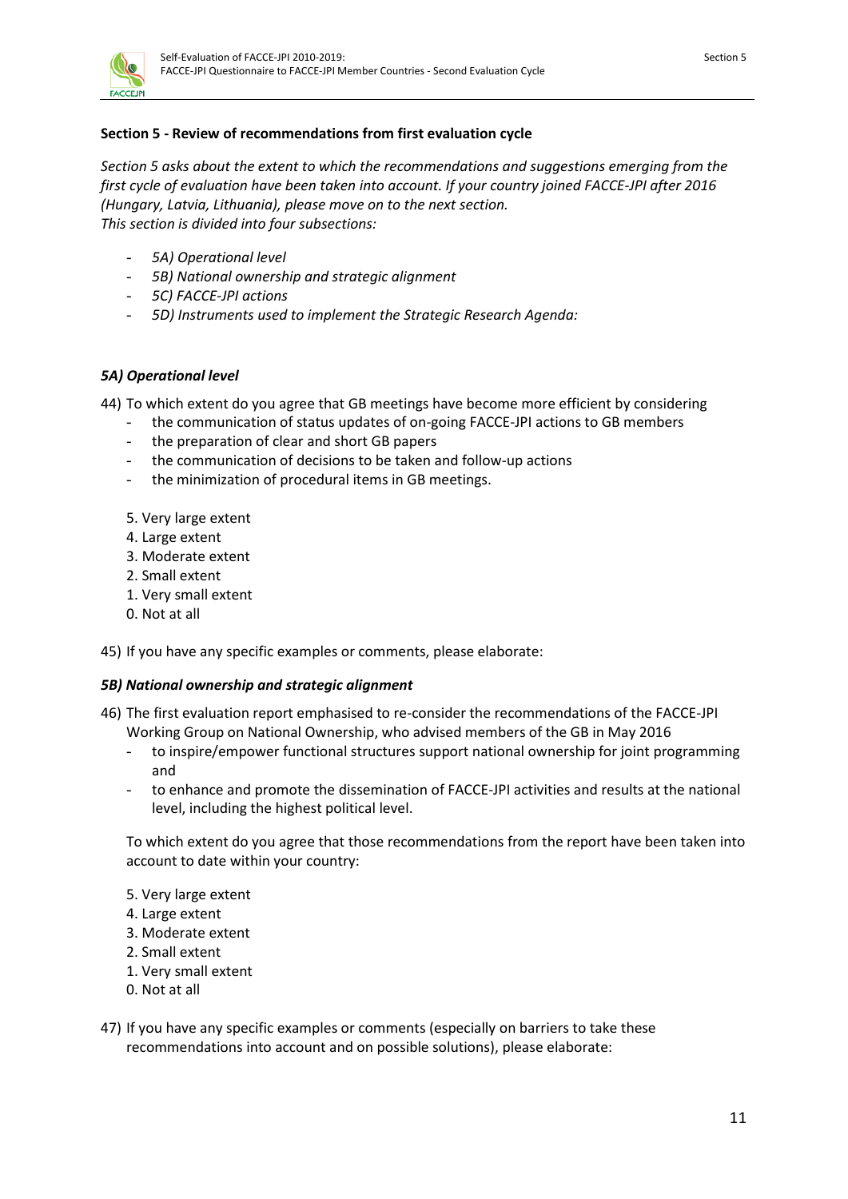**Section 5 - Review of recommendations from first evaluation cycle**

*Section 5 asks about the extent to which the recommendations and suggestions emerging from the first cycle of evaluation have been taken into account. If your country joined FACCE-JPI after 2016 (Hungary, Latvia, Lithuania), please move on to the next section.*
*This section is divided into four subsections:*

- *5A) Operational level*
- *5B) National ownership and strategic alignment*
- *5C) FACCE-JPI actions*
- *5D) Instruments used to implement the Strategic Research Agenda:*

***5A) Operational level***

44) To which extent do you agree that GB meetings have become more efficient by considering
   - the communication of status updates of on-going FACCE-JPI actions to GB members
   - the preparation of clear and short GB papers
   - the communication of decisions to be taken and follow-up actions
   - the minimization of procedural items in GB meetings.

   5. Very large extent
   4. Large extent
   3. Moderate extent
   2. Small extent
   1. Very small extent
   0. Not at all

45) If you have any specific examples or comments, please elaborate:

***5B) National ownership and strategic alignment***

46) The first evaluation report emphasised to re-consider the recommendations of the FACCE-JPI Working Group on National Ownership, who advised members of the GB in May 2016
   - to inspire/empower functional structures support national ownership for joint programming and
   - to enhance and promote the dissemination of FACCE-JPI activities and results at the national level, including the highest political level.

   To which extent do you agree that those recommendations from the report have been taken into account to date within your country:

   5. Very large extent
   4. Large extent
   3. Moderate extent
   2. Small extent
   1. Very small extent
   0. Not at all

47) If you have any specific examples or comments (especially on barriers to take these recommendations into account and on possible solutions), please elaborate: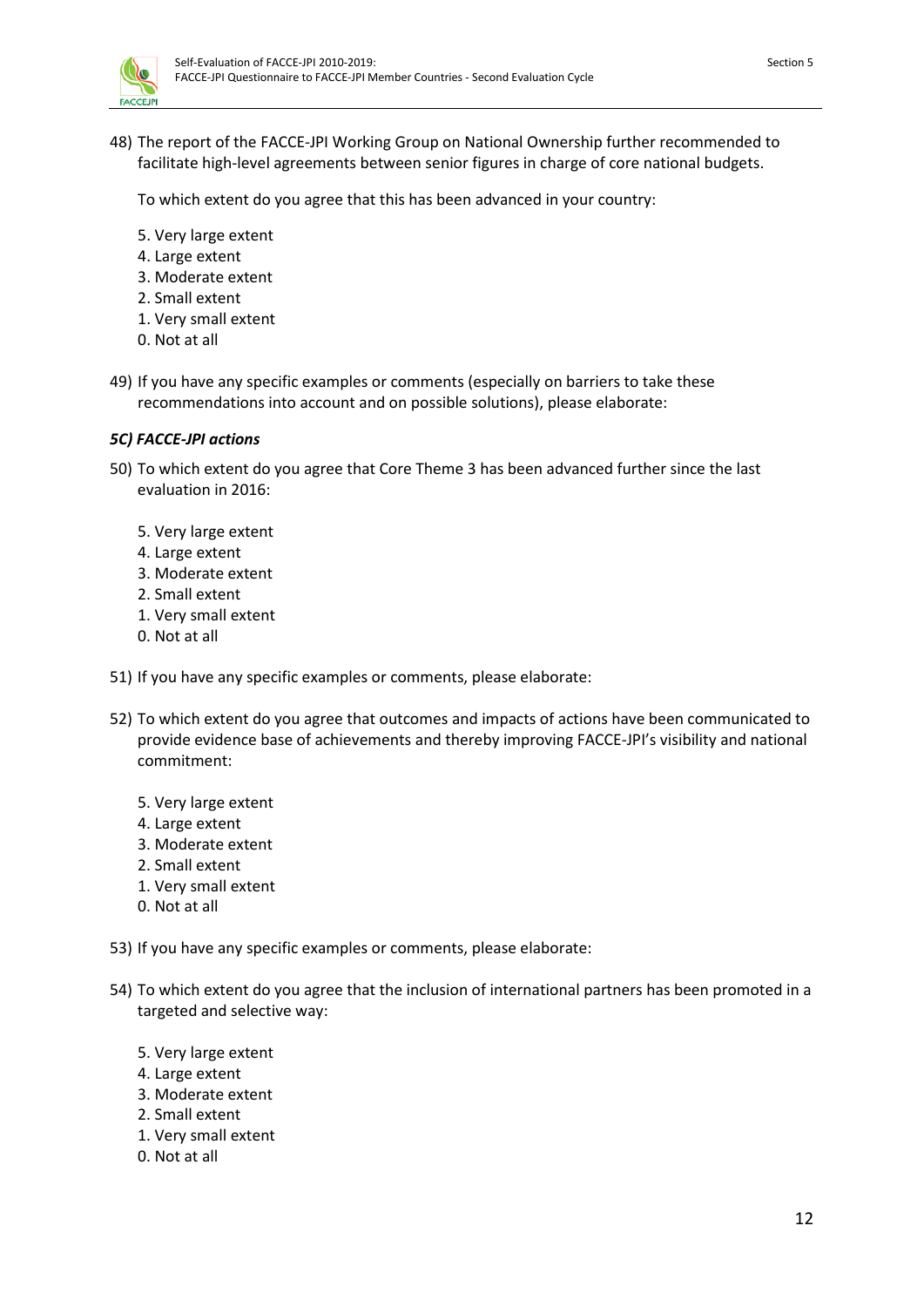48) The report of the FACCE-JPI Working Group on National Ownership further recommended to facilitate high-level agreements between senior figures in charge of core national budgets.

    To which extent do you agree that this has been advanced in your country:

    5. Very large extent
    4. Large extent
    3. Moderate extent
    2. Small extent
    1. Very small extent
    0. Not at all

49) If you have any specific examples or comments (especially on barriers to take these recommendations into account and on possible solutions), please elaborate:

### *5C) FACCE-JPI actions*

50) To which extent do you agree that Core Theme 3 has been advanced further since the last evaluation in 2016:

    5. Very large extent
    4. Large extent
    3. Moderate extent
    2. Small extent
    1. Very small extent
    0. Not at all

51) If you have any specific examples or comments, please elaborate:

52) To which extent do you agree that outcomes and impacts of actions have been communicated to provide evidence base of achievements and thereby improving FACCE-JPI's visibility and national commitment:

    5. Very large extent
    4. Large extent
    3. Moderate extent
    2. Small extent
    1. Very small extent
    0. Not at all

53) If you have any specific examples or comments, please elaborate:

54) To which extent do you agree that the inclusion of international partners has been promoted in a targeted and selective way:

    5. Very large extent
    4. Large extent
    3. Moderate extent
    2. Small extent
    1. Very small extent
    0. Not at all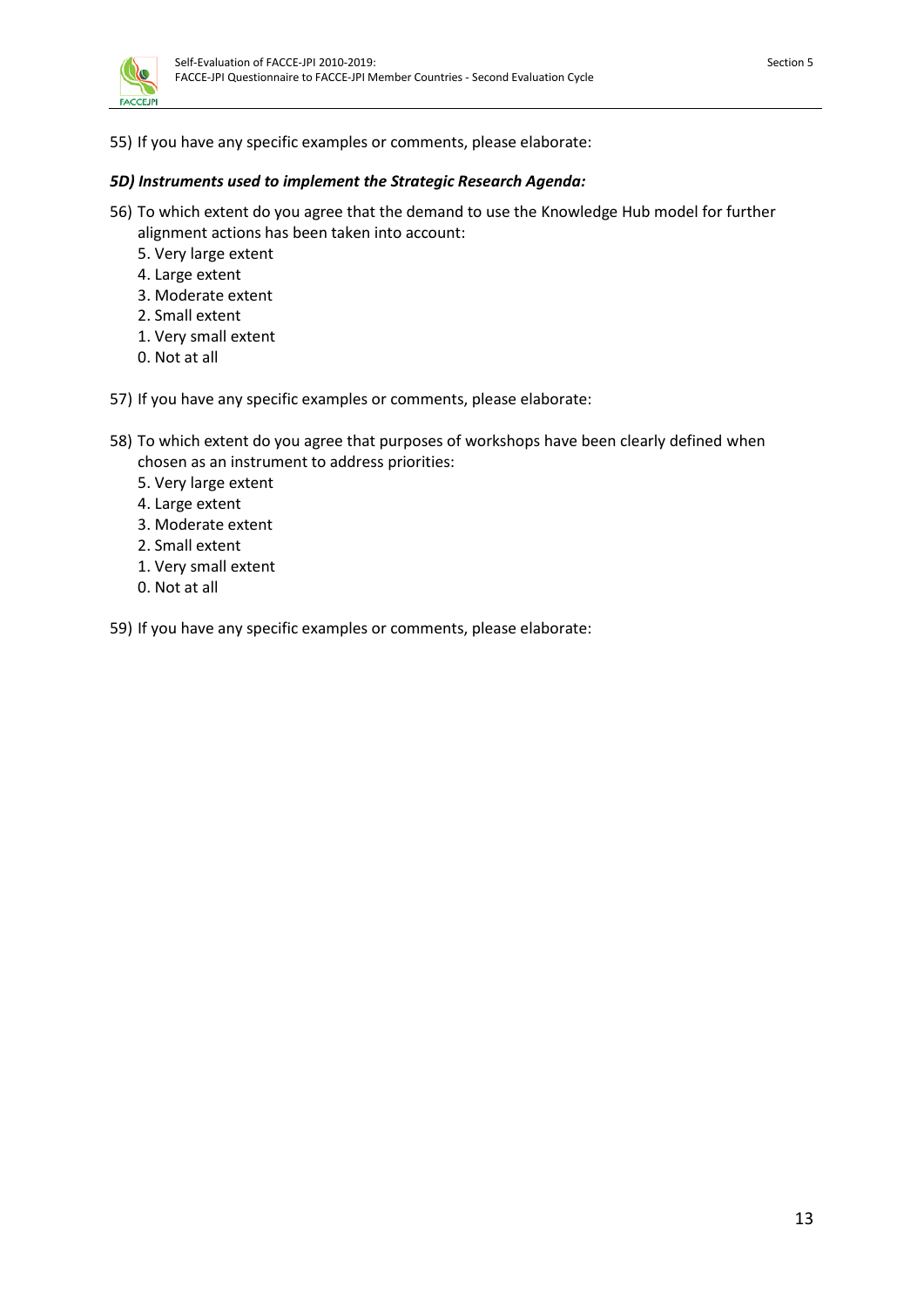55) If you have any specific examples or comments, please elaborate:

***5D) Instruments used to implement the Strategic Research Agenda:***

56) To which extent do you agree that the demand to use the Knowledge Hub model for further alignment actions has been taken into account:

   5. Very large extent
   4. Large extent
   3. Moderate extent
   2. Small extent
   1. Very small extent
   0. Not at all

57) If you have any specific examples or comments, please elaborate:

58) To which extent do you agree that purposes of workshops have been clearly defined when chosen as an instrument to address priorities:

   5. Very large extent
   4. Large extent
   3. Moderate extent
   2. Small extent
   1. Very small extent
   0. Not at all

59) If you have any specific examples or comments, please elaborate: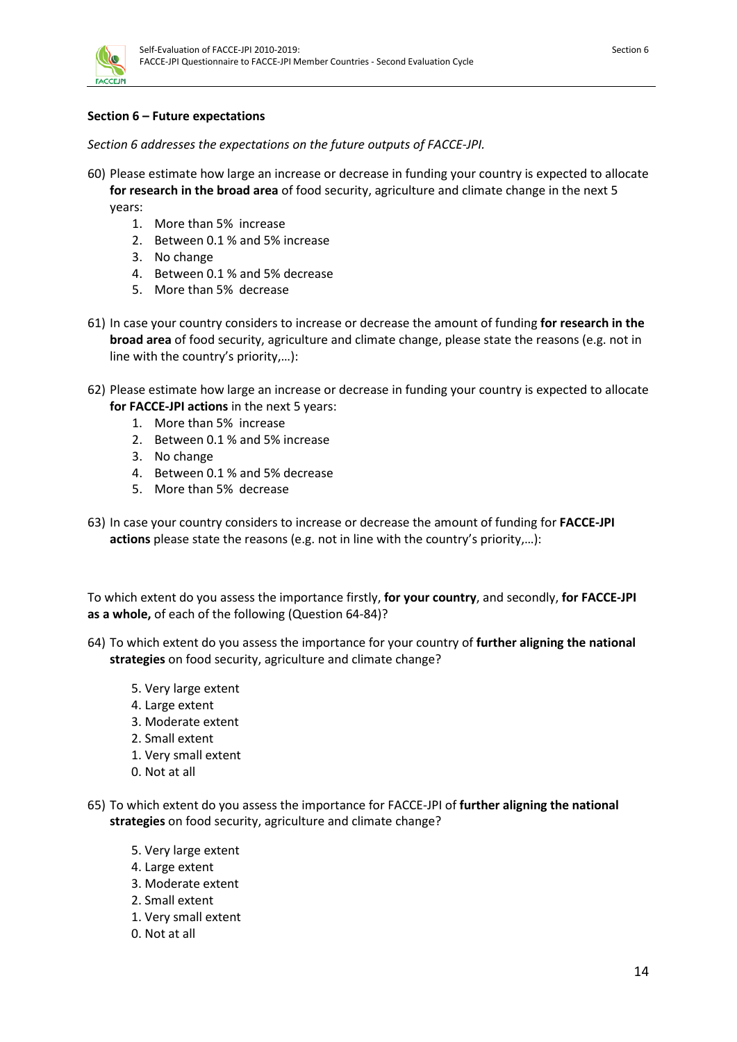**Section 6 – Future expectations**

*Section 6 addresses the expectations on the future outputs of FACCE-JPI.*

60) Please estimate how large an increase or decrease in funding your country is expected to allocate **for research in the broad area** of food security, agriculture and climate change in the next 5 years:
    1. More than 5% increase
    2. Between 0.1 % and 5% increase
    3. No change
    4. Between 0.1 % and 5% decrease
    5. More than 5% decrease

61) In case your country considers to increase or decrease the amount of funding **for research in the broad area** of food security, agriculture and climate change, please state the reasons (e.g. not in line with the country's priority,…):

62) Please estimate how large an increase or decrease in funding your country is expected to allocate **for FACCE-JPI actions** in the next 5 years:
    1. More than 5% increase
    2. Between 0.1 % and 5% increase
    3. No change
    4. Between 0.1 % and 5% decrease
    5. More than 5% decrease

63) In case your country considers to increase or decrease the amount of funding for **FACCE-JPI actions** please state the reasons (e.g. not in line with the country's priority,…):

To which extent do you assess the importance firstly, **for your country**, and secondly, **for FACCE-JPI as a whole,** of each of the following (Question 64-84)?

64) To which extent do you assess the importance for your country of **further aligning the national strategies** on food security, agriculture and climate change?

    5. Very large extent
    4. Large extent
    3. Moderate extent
    2. Small extent
    1. Very small extent
    0. Not at all

65) To which extent do you assess the importance for FACCE-JPI of **further aligning the national strategies** on food security, agriculture and climate change?

    5. Very large extent
    4. Large extent
    3. Moderate extent
    2. Small extent
    1. Very small extent
    0. Not at all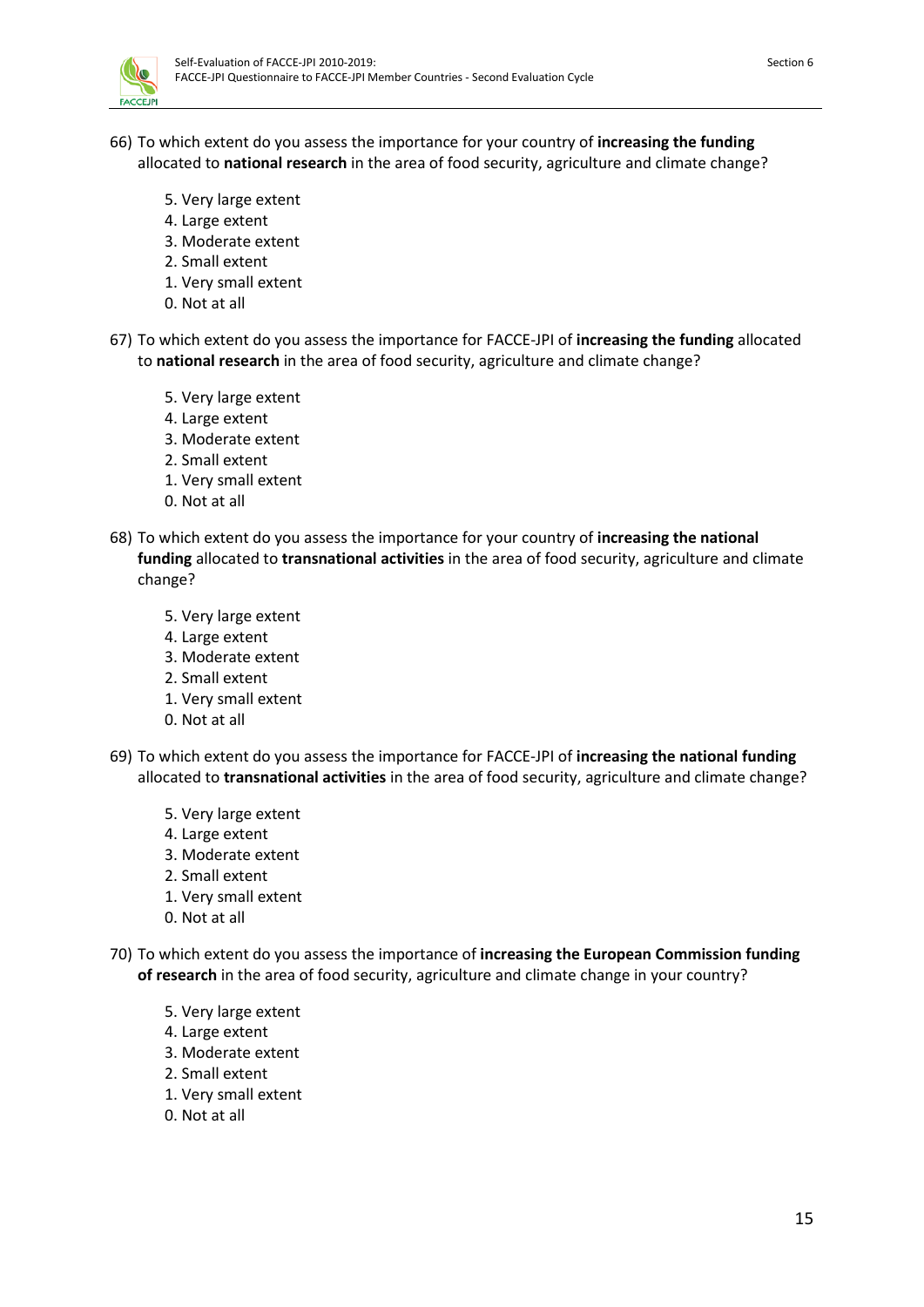66) To which extent do you assess the importance for your country of **increasing the funding** allocated to **national research** in the area of food security, agriculture and climate change?

   5. Very large extent
   4. Large extent
   3. Moderate extent
   2. Small extent
   1. Very small extent
   0. Not at all

67) To which extent do you assess the importance for FACCE-JPI of **increasing the funding** allocated to **national research** in the area of food security, agriculture and climate change?

   5. Very large extent
   4. Large extent
   3. Moderate extent
   2. Small extent
   1. Very small extent
   0. Not at all

68) To which extent do you assess the importance for your country of **increasing the national funding** allocated to **transnational activities** in the area of food security, agriculture and climate change?

   5. Very large extent
   4. Large extent
   3. Moderate extent
   2. Small extent
   1. Very small extent
   0. Not at all

69) To which extent do you assess the importance for FACCE-JPI of **increasing the national funding** allocated to **transnational activities** in the area of food security, agriculture and climate change?

   5. Very large extent
   4. Large extent
   3. Moderate extent
   2. Small extent
   1. Very small extent
   0. Not at all

70) To which extent do you assess the importance of **increasing the European Commission funding of research** in the area of food security, agriculture and climate change in your country?

   5. Very large extent
   4. Large extent
   3. Moderate extent
   2. Small extent
   1. Very small extent
   0. Not at all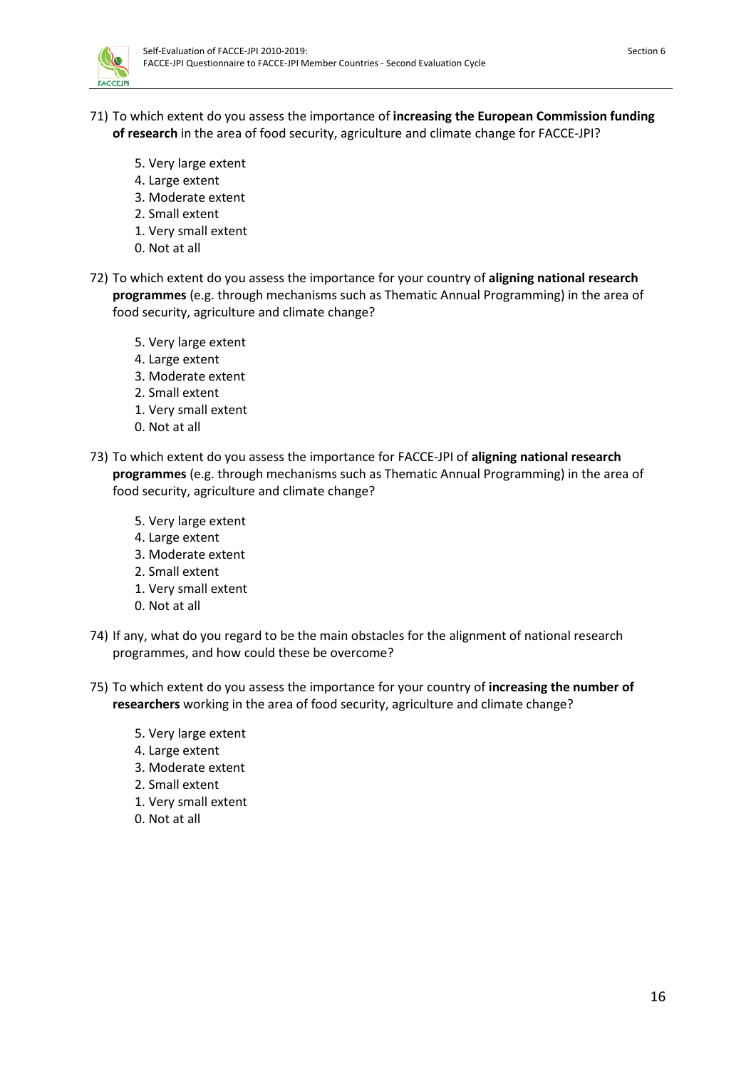71) To which extent do you assess the importance of **increasing the European Commission funding of research** in the area of food security, agriculture and climate change for FACCE-JPI?

   5. Very large extent
   4. Large extent
   3. Moderate extent
   2. Small extent
   1. Very small extent
   0. Not at all

72) To which extent do you assess the importance for your country of **aligning national research programmes** (e.g. through mechanisms such as Thematic Annual Programming) in the area of food security, agriculture and climate change?

   5. Very large extent
   4. Large extent
   3. Moderate extent
   2. Small extent
   1. Very small extent
   0. Not at all

73) To which extent do you assess the importance for FACCE-JPI of **aligning national research programmes** (e.g. through mechanisms such as Thematic Annual Programming) in the area of food security, agriculture and climate change?

   5. Very large extent
   4. Large extent
   3. Moderate extent
   2. Small extent
   1. Very small extent
   0. Not at all

74) If any, what do you regard to be the main obstacles for the alignment of national research programmes, and how could these be overcome?

75) To which extent do you assess the importance for your country of **increasing the number of researchers** working in the area of food security, agriculture and climate change?

   5. Very large extent
   4. Large extent
   3. Moderate extent
   2. Small extent
   1. Very small extent
   0. Not at all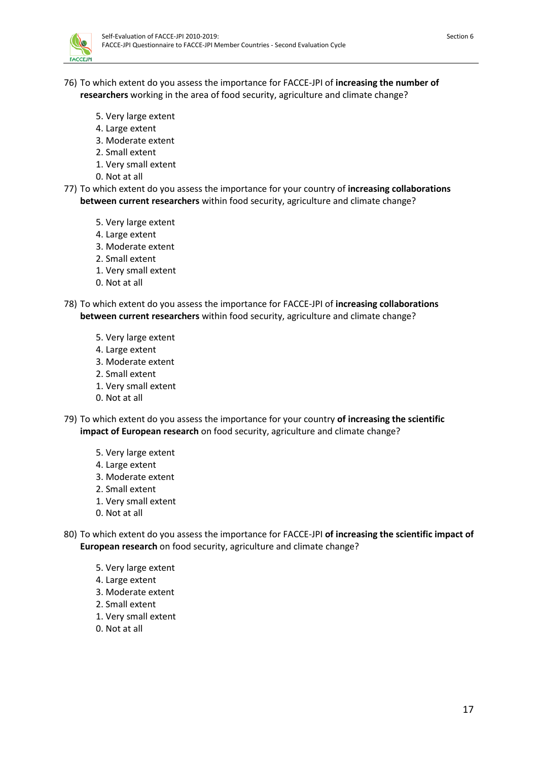76) To which extent do you assess the importance for FACCE-JPI of **increasing the number of researchers** working in the area of food security, agriculture and climate change?

   5. Very large extent
   4. Large extent
   3. Moderate extent
   2. Small extent
   1. Very small extent
   0. Not at all

77) To which extent do you assess the importance for your country of **increasing collaborations between current researchers** within food security, agriculture and climate change?

   5. Very large extent
   4. Large extent
   3. Moderate extent
   2. Small extent
   1. Very small extent
   0. Not at all

78) To which extent do you assess the importance for FACCE-JPI of **increasing collaborations between current researchers** within food security, agriculture and climate change?

   5. Very large extent
   4. Large extent
   3. Moderate extent
   2. Small extent
   1. Very small extent
   0. Not at all

79) To which extent do you assess the importance for your country **of increasing the scientific impact of European research** on food security, agriculture and climate change?

   5. Very large extent
   4. Large extent
   3. Moderate extent
   2. Small extent
   1. Very small extent
   0. Not at all

80) To which extent do you assess the importance for FACCE-JPI **of increasing the scientific impact of European research** on food security, agriculture and climate change?

   5. Very large extent
   4. Large extent
   3. Moderate extent
   2. Small extent
   1. Very small extent
   0. Not at all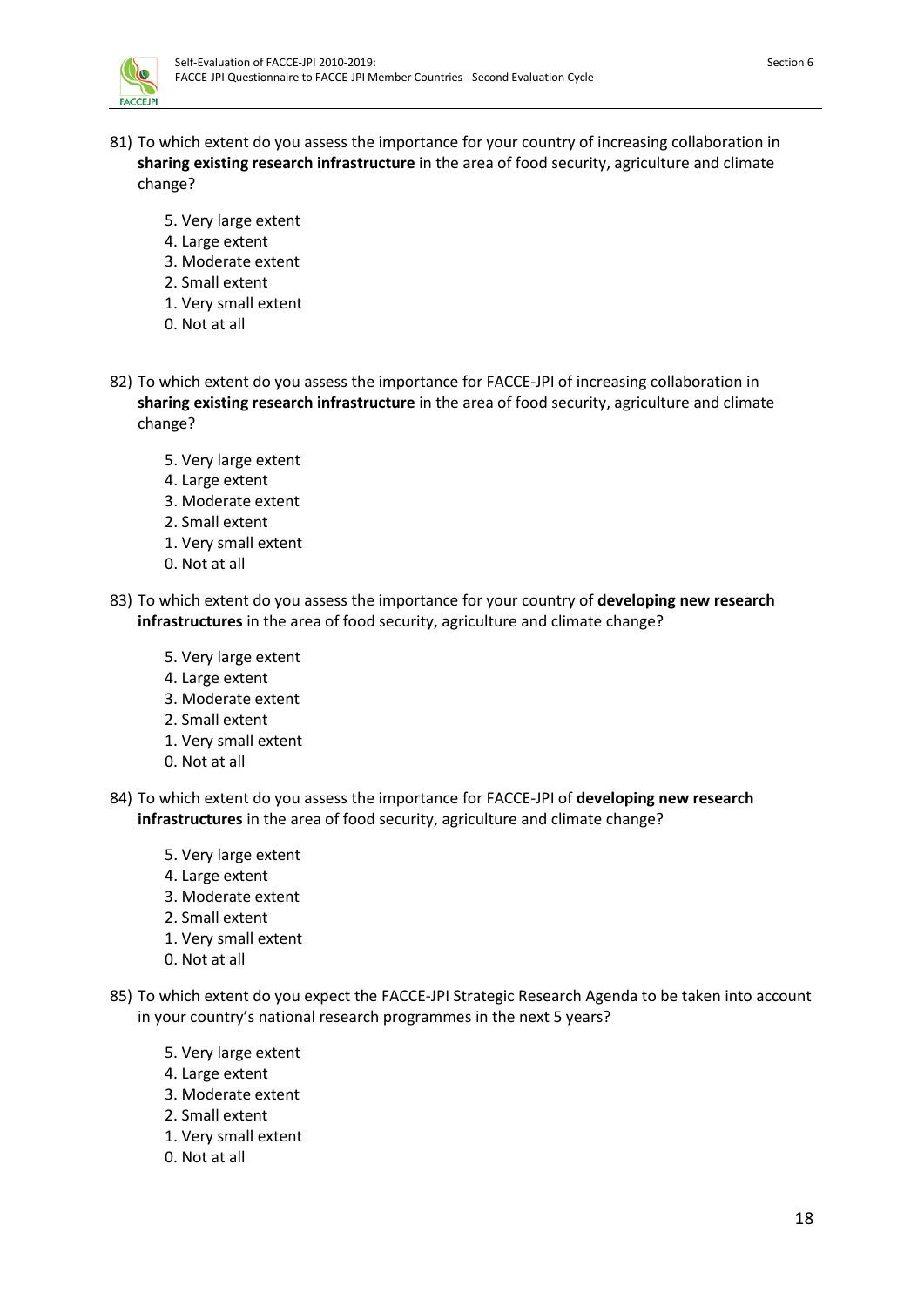81) To which extent do you assess the importance for your country of increasing collaboration in **sharing existing research infrastructure** in the area of food security, agriculture and climate change?

   5. Very large extent
   4. Large extent
   3. Moderate extent
   2. Small extent
   1. Very small extent
   0. Not at all

82) To which extent do you assess the importance for FACCE-JPI of increasing collaboration in **sharing existing research infrastructure** in the area of food security, agriculture and climate change?

   5. Very large extent
   4. Large extent
   3. Moderate extent
   2. Small extent
   1. Very small extent
   0. Not at all

83) To which extent do you assess the importance for your country of **developing new research infrastructures** in the area of food security, agriculture and climate change?

   5. Very large extent
   4. Large extent
   3. Moderate extent
   2. Small extent
   1. Very small extent
   0. Not at all

84) To which extent do you assess the importance for FACCE-JPI of **developing new research infrastructures** in the area of food security, agriculture and climate change?

   5. Very large extent
   4. Large extent
   3. Moderate extent
   2. Small extent
   1. Very small extent
   0. Not at all

85) To which extent do you expect the FACCE-JPI Strategic Research Agenda to be taken into account in your country's national research programmes in the next 5 years?

   5. Very large extent
   4. Large extent
   3. Moderate extent
   2. Small extent
   1. Very small extent
   0. Not at all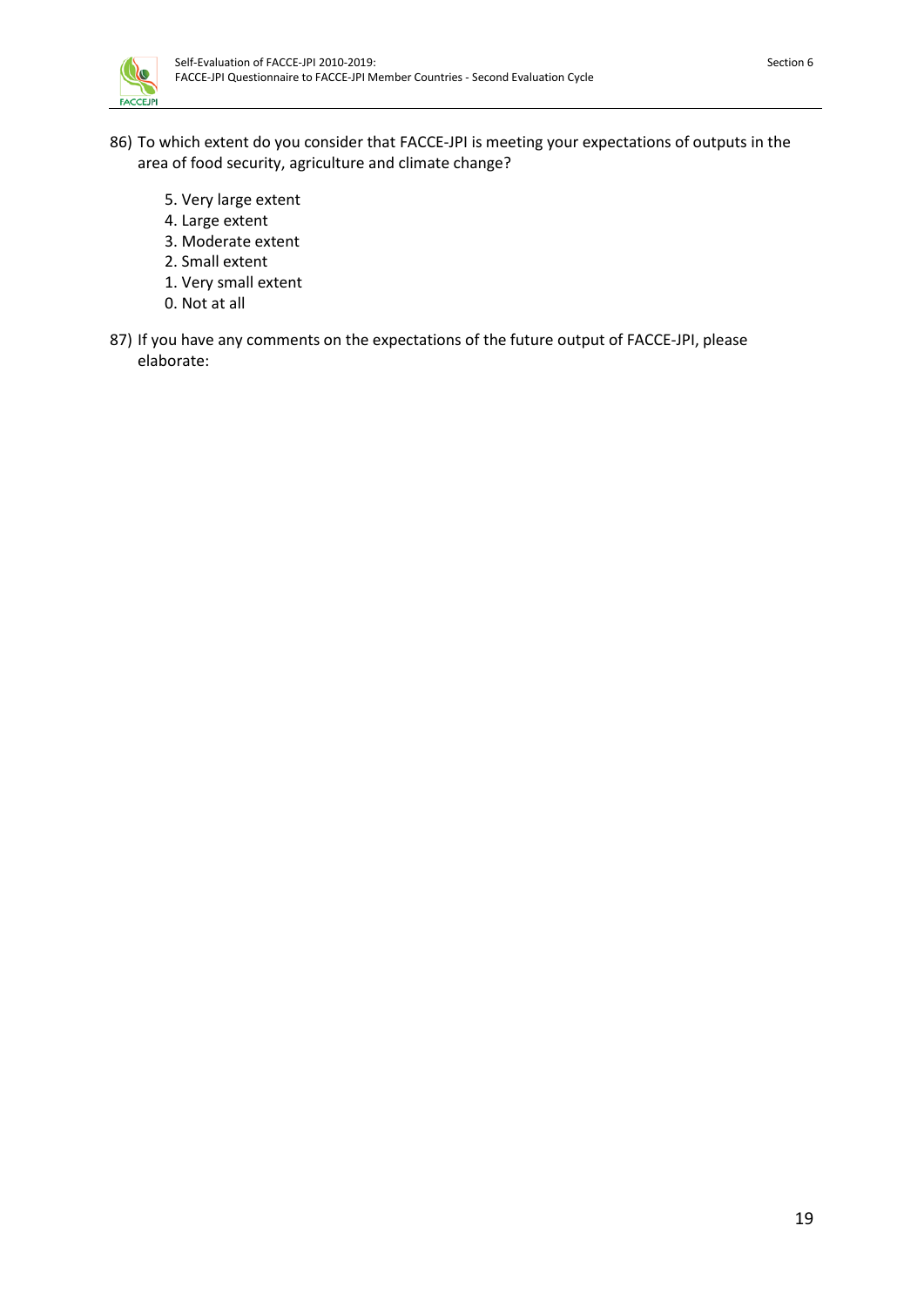86) To which extent do you consider that FACCE-JPI is meeting your expectations of outputs in the area of food security, agriculture and climate change?

   5. Very large extent
   4. Large extent
   3. Moderate extent
   2. Small extent
   1. Very small extent
   0. Not at all

87) If you have any comments on the expectations of the future output of FACCE-JPI, please elaborate: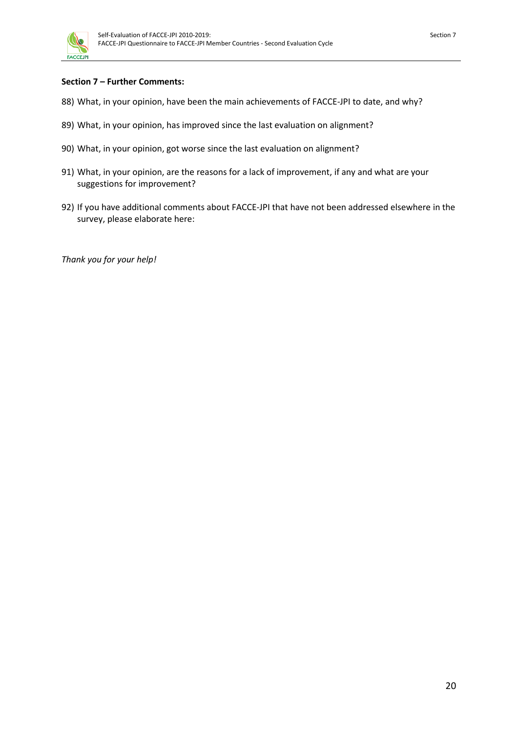**Section 7 – Further Comments:**

88) What, in your opinion, have been the main achievements of FACCE-JPI to date, and why?

89) What, in your opinion, has improved since the last evaluation on alignment?

90) What, in your opinion, got worse since the last evaluation on alignment?

91) What, in your opinion, are the reasons for a lack of improvement, if any and what are your suggestions for improvement?

92) If you have additional comments about FACCE-JPI that have not been addressed elsewhere in the survey, please elaborate here:

*Thank you for your help!*